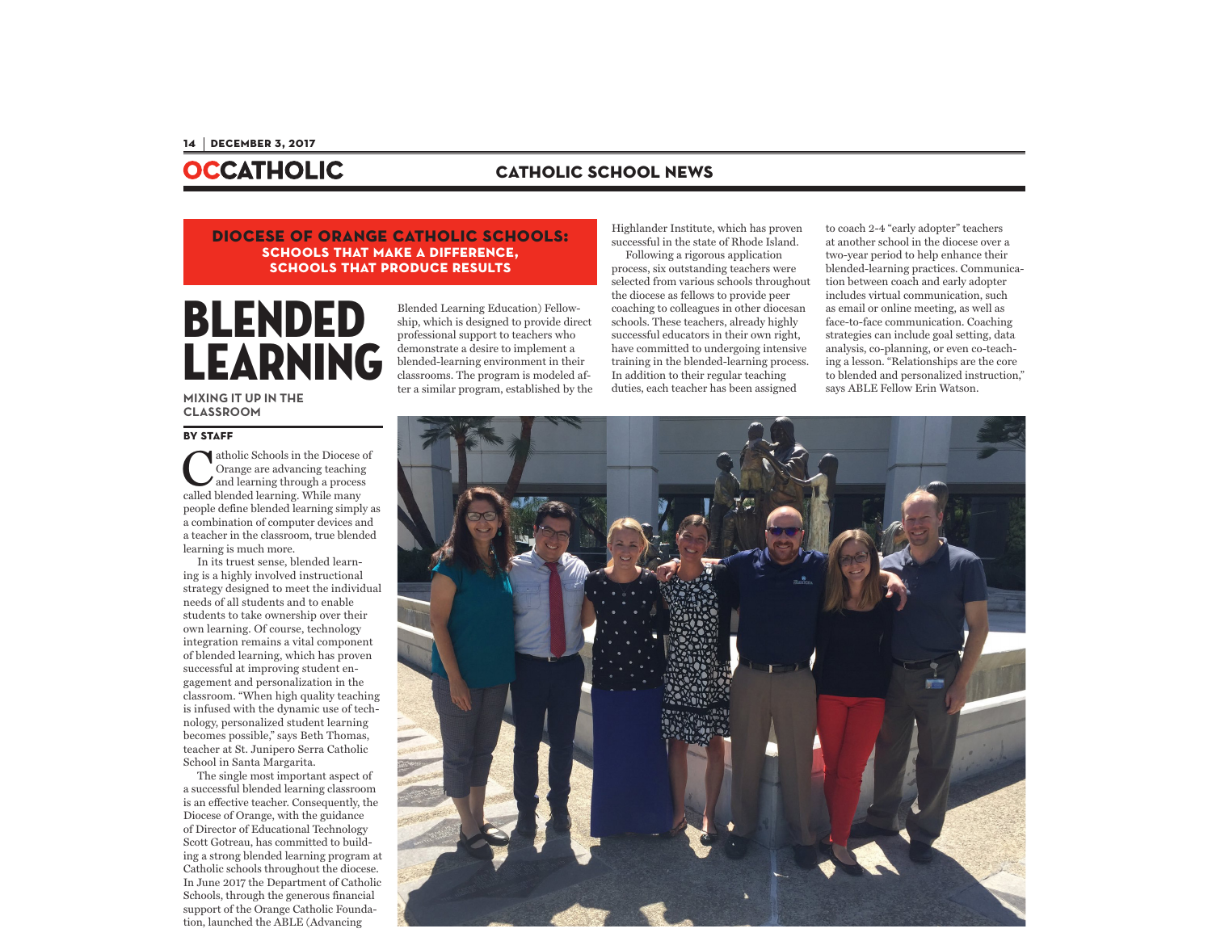**DIOCESE OF ORANGE CATHOLIC SCHOOLS: SCHOOLS THAT MAKE A DIFFERENCE, SCHOOLS THAT PRODUCE RESULTS**

# BLENDED LEARNING

## MIXING IT UP IN THE CLASSROOM

**BY STAFF**

Catholic Schools in the Diocese of Orange are advancing teaching and learning through a process called blended learning. While many people define blended learning simply as a combination of computer devices and a teacher in the classroom, true blended learning is much more.

In its truest sense, blended learning is a highly involved instructional strategy designed to meet the individual needs of all students and to enable students to take ownership over their own learning. Of course, technology integration remains a vital component of blended learning, which has proven successful at improving student engagement and personalization in the classroom. "When high quality teaching is infused with the dynamic use of technology, personalized student learning becomes possible," says Beth Thomas, teacher at St. Junipero Serra Catholic School in Santa Margarita.

The single most important aspect of a successful blended learning classroom is an effective teacher. Consequently, the Diocese of Orange, with the guidance of Director of Educational Technology Scott Gotreau, has committed to building a strong blended learning program at Catholic schools throughout the diocese. In June 2017 the Department of Catholic Schools, through the generous financial support of the Orange Catholic Foundation, launched the ABLE (Advancing Blended Learning Education) Fellowship, which is designed to provide direct professional support to teachers who demonstrate a desire to implement a blended-learning environment in their classrooms. The program is modeled after a similar program, established by the Highlander Institute, which has proven successful in the state of Rhode Island.

Following a rigorous application process, six outstanding teachers were selected from various schools throughout the diocese as fellows to provide peer coaching to colleagues in other diocesan schools. These teachers, already highly successful educators in their own right, have committed to undergoing intensive training in the blended-learning process. In addition to their regular teaching duties, each teacher has been assigned to coach 2-4 "early adopter" teachers at another school in the diocese over a two-year period to help enhance their blended-learning practices. Communication between coach and early adopter includes virtual communication, such as email or online meeting, as well as face-to-face communication. Coaching strategies can include goal setting, data analysis, co-planning, or even co-teaching a lesson. "Relationships are the core to blended and personalized instruction," says ABLE Fellow Erin Watson.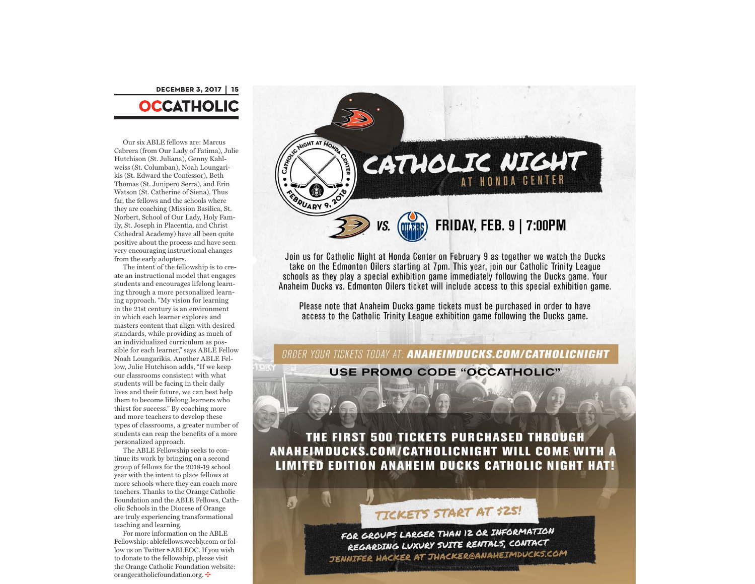Our six ABLE fellows are: Marcus Cabrera (from Our Lady of Fatima), Julie Hutchison (St. Juliana), Genny Kahlweiss (St. Columban), Noah Loungarikis (St. Edward the Confessor), Beth Thomas (St. Junipero Serra), and Erin Watson (St. Catherine of Siena). Thus far, the fellows and the schools where they are coaching (Mission Basilica, St. Norbert, School of Our Lady, Holy Family, St. Joseph in Placentia, and Christ Cathedral Academy) have all been quite positive about the process and have seen very encouraging instructional changes from the early adopters.

The intent of the fellowship is to create an instructional model that engages students and encourages lifelong learning through a more personalized learning approach. "My vision for learning in the 21st century is an environment in which each learner explores and masters content that align with desired standards, while providing as much of an individualized curriculum as possible for each learner," says ABLE Fellow Noah Loungarikis. Another ABLE Fellow, Julie Hutchison adds, "If we keep our classrooms consistent with what students will be facing in their daily lives and their future, we can best help them to become lifelong learners who thirst for success." By coaching more and more teachers to develop these types of classrooms, a greater number of students can reap the benefits of a more personalized approach.

The ABLE Fellowship seeks to continue its work by bringing on a second group of fellows for the 2018-19 school year with the intent to place fellows at more schools where they can coach more teachers. Thanks to the Orange Catholic Foundation and the ABLE Fellows, Catholic Schools in the Diocese of Orange are truly experiencing transformational teaching and learning.

For more information on the ABLE Fellowship: ablefellows.weebly.com or follow us on Twitter #ABLEOC. If you wish to donate to the fellowship, please visit the Orange Catholic Foundation website: orangecatholicfoundation.org.

# CATHOLIC NIGHT AT HONDA CENTER

Catholic Night at Honda Center • February 9, 2018

VS. **FRIDAY, FEB. 9 | 7:00PM**

Join us for Catholic Night at Honda Center on February 9 as together we watch the Ducks take on the Edmonton Oilers starting at 7pm. This year, join our Catholic Trinity League schools as they play a special exhibition game immediately following the Ducks game. Your Anaheim Ducks vs. Edmonton Oilers ticket will include access to this special exhibition game.

Please note that Anaheim Ducks game tickets must be purchased in order to have access to the Catholic Trinity League exhibition game following the Ducks game.

*ORDER YOUR TICKETS TODAY AT:* **ANAHEIMDUCKS.COM/CATHOLICNIGHT**

**USE PROMO CODE "OCCATHOLIC"**

**THE FIRST 500 TICKETS PURCHASED THROUGH ANAHEIMDUCKS.COM/CATHOLICNIGHT WILL COME WITH A LIMITED EDITION ANAHEIM DUCKS CATHOLIC NIGHT HAT!**

**TICKETS START AT $25!**

FOR GROUPS LARGER THAN 12 OR INFORMATION REGARDING LUXURY SUITE RENTALS, CONTACT JENNIFER HACKER AT JHACKER@ANAHEIMDUCKS.COM